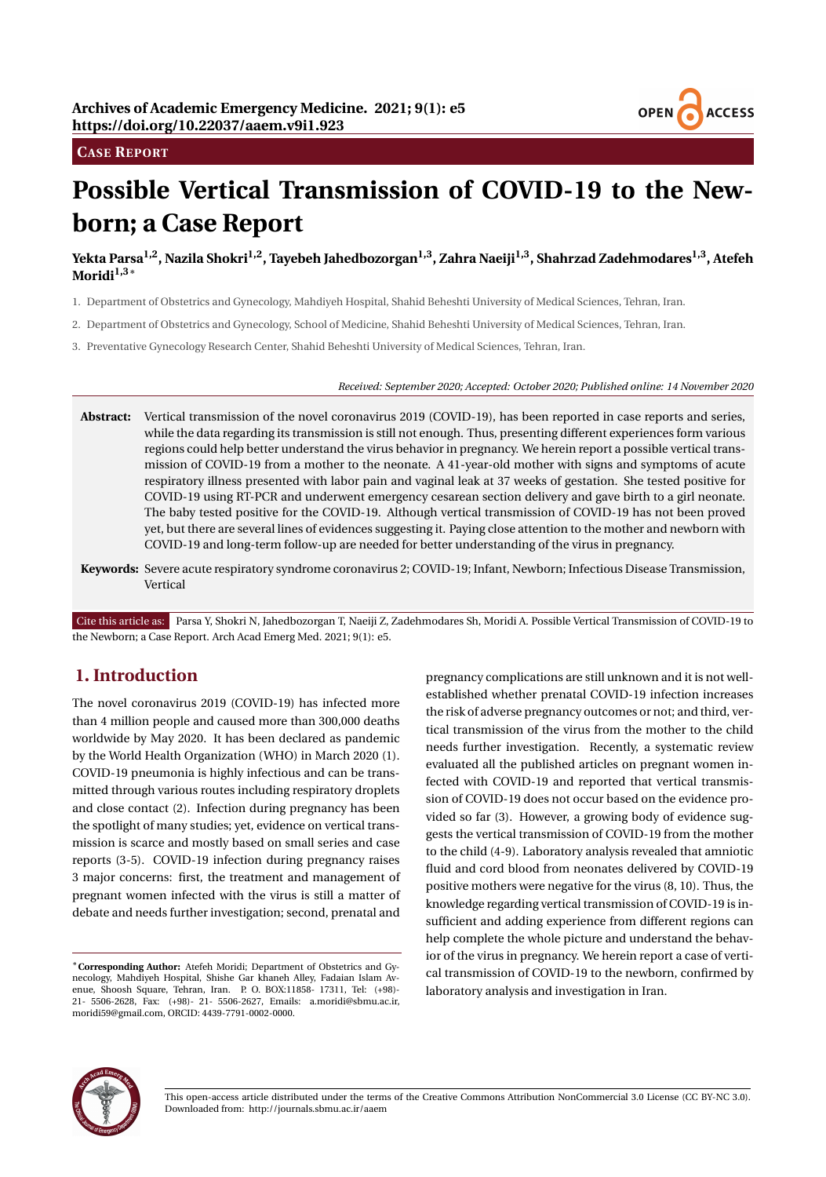**CASE REPORT**

# Possible Vertical Transmission of COVID-19 to the Newborn; a Case Report

**Yekta Parsa[1,2], Nazila Shokri[1,2], Tayebeh Jahedbozorgan[1,3], Zahra Naeiji[1,3], Shahzrad Zadehmodares[1,3], Atefeh Moridi[1,3]***

1. Department of Obstetrics and Gynecology, Mahdiyeh Hospital, Shahid Beheshti University of Medical Sciences, Tehran, Iran.
2. Department of Obstetrics and Gynecology, School of Medicine, Shahid Beheshti University of Medical Sciences, Tehran, Iran.
3. Preventative Gynecology Research Center, Shahid Beheshti University of Medical Sciences, Tehran, Iran.

*Received: September 2020; Accepted: October 2020; Published online: 14 November 2020*

**Abstract:** Vertical transmission of the novel coronavirus 2019 (COVID-19), has been reported in case reports and series, while the data regarding its transmission is still not enough. Thus, presenting different experiences form various regions could help better understand the virus behavior in pregnancy. We herein report a possible vertical transmission of COVID-19 from a mother to the neonate. A 41-year-old mother with signs and symptoms of acute respiratory illness presented with labor pain and vaginal leak at 37 weeks of gestation. She tested positive for COVID-19 using RT-PCR and underwent emergency cesarean section delivery and gave birth to a girl neonate. The baby tested positive for the COVID-19. Although vertical transmission of COVID-19 has not been proved yet, but there are several lines of evidences suggesting it. Paying close attention to the mother and newborn with COVID-19 and long-term follow-up are needed for better understanding of the virus in pregnancy.

**Keywords:** Severe acute respiratory syndrome coronavirus 2; COVID-19; Infant, Newborn; Infectious Disease Transmission, Vertical

Cite this article as: Parsa Y, Shokri N, Jahedbozorgan T, Naeiji Z, Zadehmodares Sh, Moridi A. Possible Vertical Transmission of COVID-19 to the Newborn; a Case Report. Arch Acad Emerg Med. 2021; 9(1): e5.

## 1. Introduction

The novel coronavirus 2019 (COVID-19) has infected more than 4 million people and caused more than 300,000 deaths worldwide by May 2020. It has been declared as pandemic by the World Health Organization (WHO) in March 2020 (1). COVID-19 pneumonia is highly infectious and can be transmitted through various routes including respiratory droplets and close contact (2). Infection during pregnancy has been the spotlight of many studies; yet, evidence on vertical transmission is scarce and mostly based on small series and case reports (3-5). COVID-19 infection during pregnancy raises 3 major concerns: first, the treatment and management of pregnant women infected with the virus is still a matter of debate and needs further investigation; second, prenatal and pregnancy complications are still unknown and it is not well-established whether prenatal COVID-19 infection increases the risk of adverse pregnancy outcomes or not; and third, vertical transmission of the virus from the mother to the child needs further investigation. Recently, a systematic review evaluated all the published articles on pregnant women infected with COVID-19 and reported that vertical transmission of COVID-19 does not occur based on the evidence provided so far (3). However, a growing body of evidence suggests the vertical transmission of COVID-19 from the mother to the child (4-9). Laboratory analysis revealed that amniotic fluid and cord blood from neonates delivered by COVID-19 positive mothers were negative for the virus (8, 10). Thus, the knowledge regarding vertical transmission of COVID-19 is insufficient and adding experience from different regions can help complete the whole picture and understand the behavior of the virus in pregnancy. We herein report a case of vertical transmission of COVID-19 to the newborn, confirmed by laboratory analysis and investigation in Iran.

*Corresponding Author: Atefeh Moridi; Department of Obstetrics and Gynecology, Mahdiyeh Hospital, Shishe Gar khaneh Alley, Fadaian Islam Avenue, Shoosh Square, Tehran, Iran. P. O. BOX:11858- 17311, Tel: (+98)- 21- 5506-2628, Fax: (+98)- 21- 5506-2627, Emails: a.moridi@sbmu.ac.ir, moridi59@gmail.com, ORCID: 4439-7791-0002-0000.

This open-access article distributed under the terms of the Creative Commons Attribution NonCommercial 3.0 License (CC BY-NC 3.0). Downloaded from: http://journals.sbmu.ac.ir/aaem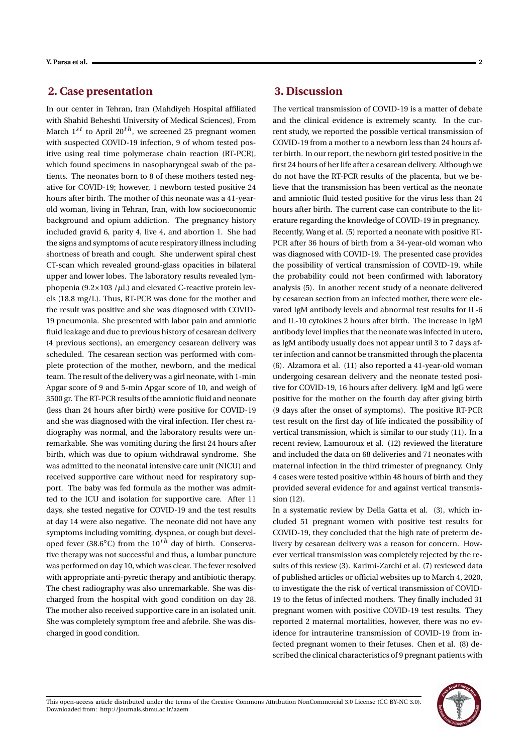## 2. Case presentation

In our center in Tehran, Iran (Mahdiyeh Hospital affiliated with Shahid Beheshti University of Medical Sciences), From March $1^{st}$ to April $20^{th}$, we screened 25 pregnant women with suspected COVID-19 infection, 9 of whom tested positive using real time polymerase chain reaction (RT-PCR), which found specimens in nasopharyngeal swab of the patients. The neonates born to 8 of these mothers tested negative for COVID-19; however, 1 newborn tested positive 24 hours after birth. The mother of this neonate was a 41-year-old woman, living in Tehran, Iran, with low socioeconomic background and opium addiction. The pregnancy history included gravid 6, parity 4, live 4, and abortion 1. She had the signs and symptoms of acute respiratory illness including shortness of breath and cough. She underwent spiral chest CT-scan which revealed ground-glass opacities in bilateral upper and lower lobes. The laboratory results revealed lymphopenia ($9.2\times103$ /$\mu$L) and elevated C-reactive protein levels (18.8 mg/L). Thus, RT-PCR was done for the mother and the result was positive and she was diagnosed with COVID-19 pneumonia. She presented with labor pain and amniotic fluid leakage and due to previous history of cesarean delivery (4 previous sections), an emergency cesarean delivery was scheduled. The cesarean section was performed with complete protection of the mother, newborn, and the medical team. The result of the delivery was a girl neonate, with 1-min Apgar score of 9 and 5-min Apgar score of 10, and weigh of 3500 gr. The RT-PCR results of the amniotic fluid and neonate (less than 24 hours after birth) were positive for COVID-19 and she was diagnosed with the viral infection. Her chest radiography was normal, and the laboratory results were unremarkable. She was vomiting during the first 24 hours after birth, which was due to opium withdrawal syndrome. She was admitted to the neonatal intensive care unit (NICU) and received supportive care without need for respiratory support. The baby was fed formula as the mother was admitted to the ICU and isolation for supportive care. After 11 days, she tested negative for COVID-19 and the test results at day 14 were also negative. The neonate did not have any symptoms including vomiting, dyspnea, or cough but developed fever (38.6°C) from the $10^{th}$ day of birth. Conservative therapy was not successful and thus, a lumbar puncture was performed on day 10, which was clear. The fever resolved with appropriate anti-pyretic therapy and antibiotic therapy. The chest radiography was also unremarkable. She was discharged from the hospital with good condition on day 28. The mother also received supportive care in an isolated unit. She was completely symptom free and afebrile. She was discharged in good condition.

## 3. Discussion

The vertical transmission of COVID-19 is a matter of debate and the clinical evidence is extremely scanty. In the current study, we reported the possible vertical transmission of COVID-19 from a mother to a newborn less than 24 hours after birth. In our report, the newborn girl tested positive in the first 24 hours of her life after a cesarean delivery. Although we do not have the RT-PCR results of the placenta, but we believe that the transmission has been vertical as the neonate and amniotic fluid tested positive for the virus less than 24 hours after birth. The current case can contribute to the literature regarding the knowledge of COVID-19 in pregnancy.

Recently, Wang et al. (5) reported a neonate with positive RT-PCR after 36 hours of birth from a 34-year-old woman who was diagnosed with COVID-19. The presented case provides the possibility of vertical transmission of COVID-19, while the probability could not been confirmed with laboratory analysis (5). In another recent study of a neonate delivered by cesarean section from an infected mother, there were elevated IgM antibody levels and abnormal test results for IL-6 and IL-10 cytokines 2 hours after birth. The increase in IgM antibody level implies that the neonate was infected in utero, as IgM antibody usually does not appear until 3 to 7 days after infection and cannot be transmitted through the placenta (6). Alzamora et al. (11) also reported a 41-year-old woman undergoing cesarean delivery and the neonate tested positive for COVID-19, 16 hours after delivery. IgM and IgG were positive for the mother on the fourth day after giving birth (9 days after the onset of symptoms). The positive RT-PCR test result on the first day of life indicated the possibility of vertical transmission, which is similar to our study (11). In a recent review, Lamouroux et al. (12) reviewed the literature and included the data on 68 deliveries and 71 neonates with maternal infection in the third trimester of pregnancy. Only 4 cases were tested positive within 48 hours of birth and they provided several evidence for and against vertical transmission (12).

In a systematic review by Della Gatta et al. (3), which included 51 pregnant women with positive test results for COVID-19, they concluded that the high rate of preterm delivery by cesarean delivery was a reason for concern. However vertical transmission was completely rejected by the results of this review (3). Karimi-Zarchi et al. (7) reviewed data of published articles or official websites up to March 4, 2020, to investigate the the risk of vertical transmission of COVID-19 to the fetus of infected mothers. They finally included 31 pregnant women with positive COVID-19 test results. They reported 2 maternal mortalities, however, there was no evidence for intrauterine transmission of COVID-19 from infected pregnant women to their fetuses. Chen et al. (8) described the clinical characteristics of 9 pregnant patients with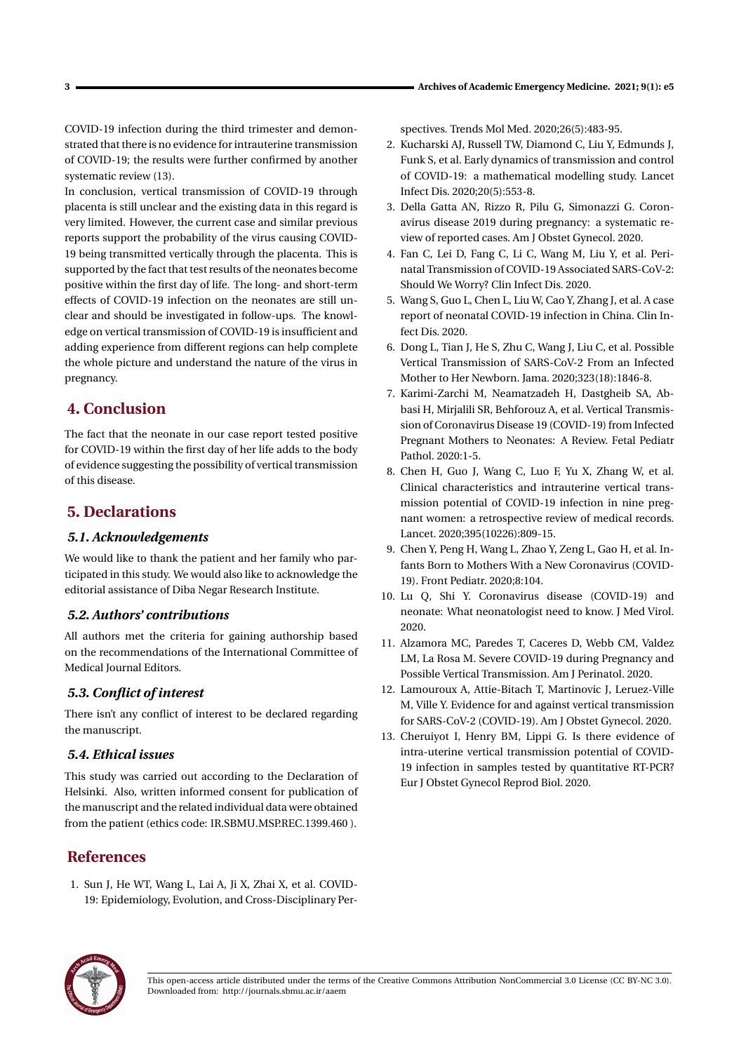COVID-19 infection during the third trimester and demonstrated that there is no evidence for intrauterine transmission of COVID-19; the results were further confirmed by another systematic review (13).

In conclusion, vertical transmission of COVID-19 through placenta is still unclear and the existing data in this regard is very limited. However, the current case and similar previous reports support the probability of the virus causing COVID-19 being transmitted vertically through the placenta. This is supported by the fact that test results of the neonates become positive within the first day of life. The long- and short-term effects of COVID-19 infection on the neonates are still unclear and should be investigated in follow-ups. The knowledge on vertical transmission of COVID-19 is insufficient and adding experience from different regions can help complete the whole picture and understand the nature of the virus in pregnancy.

## 4. Conclusion

The fact that the neonate in our case report tested positive for COVID-19 within the first day of her life adds to the body of evidence suggesting the possibility of vertical transmission of this disease.

## 5. Declarations

### *5.1. Acknowledgements*

We would like to thank the patient and her family who participated in this study. We would also like to acknowledge the editorial assistance of Diba Negar Research Institute.

### *5.2. Authors' contributions*

All authors met the criteria for gaining authorship based on the recommendations of the International Committee of Medical Journal Editors.

### *5.3. Conflict of interest*

There isn't any conflict of interest to be declared regarding the manuscript.

### *5.4. Ethical issues*

This study was carried out according to the Declaration of Helsinki. Also, written informed consent for publication of the manuscript and the related individual data were obtained from the patient (ethics code: IR.SBMU.MSP.REC.1399.460 ).

## References

1. Sun J, He WT, Wang L, Lai A, Ji X, Zhai X, et al. COVID-19: Epidemiology, Evolution, and Cross-Disciplinary Perspectives. Trends Mol Med. 2020;26(5):483-95.
2. Kucharski AJ, Russell TW, Diamond C, Liu Y, Edmunds J, Funk S, et al. Early dynamics of transmission and control of COVID-19: a mathematical modelling study. Lancet Infect Dis. 2020;20(5):553-8.
3. Della Gatta AN, Rizzo R, Pilu G, Simonazzi G. Coronavirus disease 2019 during pregnancy: a systematic review of reported cases. Am J Obstet Gynecol. 2020.
4. Fan C, Lei D, Fang C, Li C, Wang M, Liu Y, et al. Perinatal Transmission of COVID-19 Associated SARS-CoV-2: Should We Worry? Clin Infect Dis. 2020.
5. Wang S, Guo L, Chen L, Liu W, Cao Y, Zhang J, et al. A case report of neonatal COVID-19 infection in China. Clin Infect Dis. 2020.
6. Dong L, Tian J, He S, Zhu C, Wang J, Liu C, et al. Possible Vertical Transmission of SARS-CoV-2 From an Infected Mother to Her Newborn. Jama. 2020;323(18):1846-8.
7. Karimi-Zarchi M, Neamatzadeh H, Dastgheib SA, Abbasi H, Mirjalili SR, Behforouz A, et al. Vertical Transmission of Coronavirus Disease 19 (COVID-19) from Infected Pregnant Mothers to Neonates: A Review. Fetal Pediatr Pathol. 2020:1-5.
8. Chen H, Guo J, Wang C, Luo F, Yu X, Zhang W, et al. Clinical characteristics and intrauterine vertical transmission potential of COVID-19 infection in nine pregnant women: a retrospective review of medical records. Lancet. 2020;395(10226):809-15.
9. Chen Y, Peng H, Wang L, Zhao Y, Zeng L, Gao H, et al. Infants Born to Mothers With a New Coronavirus (COVID-19). Front Pediatr. 2020;8:104.
10. Lu Q, Shi Y. Coronavirus disease (COVID-19) and neonate: What neonatologist need to know. J Med Virol. 2020.
11. Alzamora MC, Paredes T, Caceres D, Webb CM, Valdez LM, La Rosa M. Severe COVID-19 during Pregnancy and Possible Vertical Transmission. Am J Perinatol. 2020.
12. Lamouroux A, Attie-Bitach T, Martinovic J, Leruez-Ville M, Ville Y. Evidence for and against vertical transmission for SARS-CoV-2 (COVID-19). Am J Obstet Gynecol. 2020.
13. Cheruiyot I, Henry BM, Lippi G. Is there evidence of intra-uterine vertical transmission potential of COVID-19 infection in samples tested by quantitative RT-PCR? Eur J Obstet Gynecol Reprod Biol. 2020.